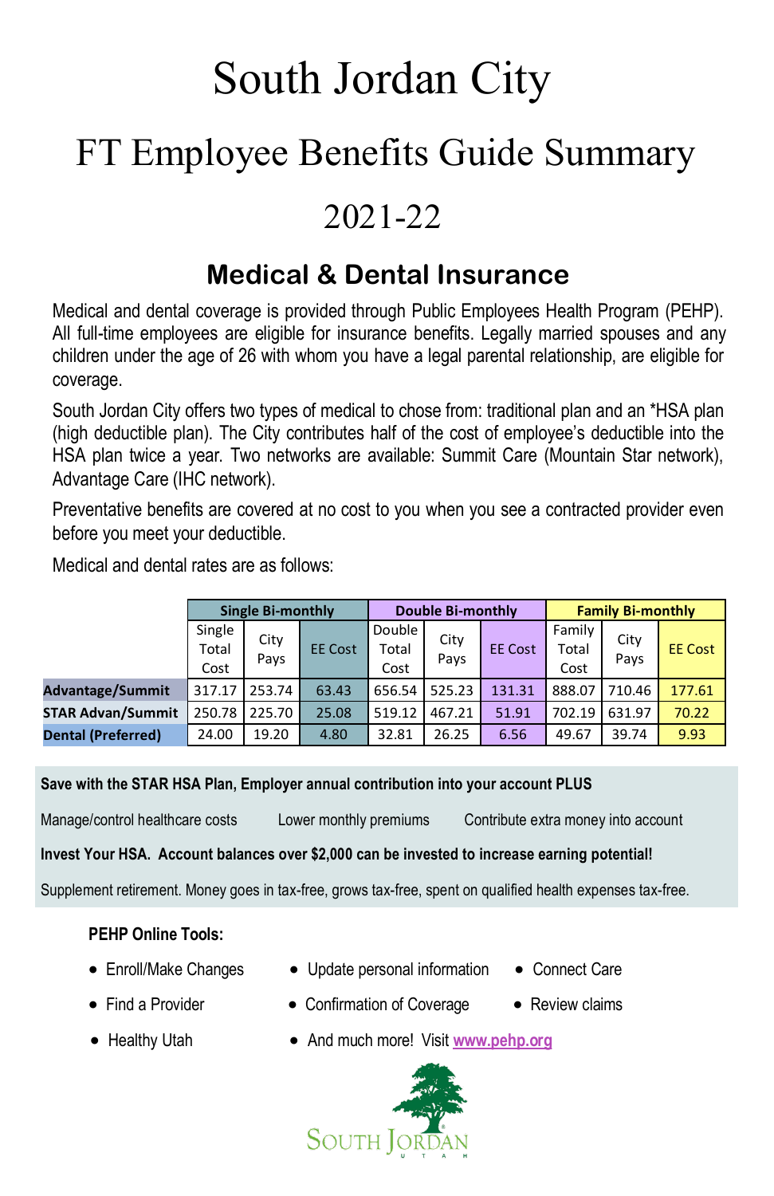# South Jordan City

# FT Employee Benefits Guide Summary

# 2021-22

## Medical & Dental Insurance

Medical and dental coverage is provided through Public Employees Health Program (PEHP). All full-time employees are eligible for insurance benefits. Legally married spouses and any children under the age of 26 with whom you have a legal parental relationship, are eligible for coverage.

South Jordan City offers two types of medical to chose from: traditional plan and an *HSA plan (high deductible plan). The City contributes half of the cost of employee's deductible into the HSA plan twice a year. Two networks are available: Summit Care (Mountain Star network), Advantage Care (IHC network).

Preventative benefits are covered at no cost to you when you see a contracted provider even before you meet your deductible.

Medical and dental rates are as follows:

| | Single Bi-monthly | | | Double Bi-monthly | | | Family Bi-monthly | | |
|---|---|---|---|---|---|---|---|---|---|
| | Single Total Cost | City Pays | EE Cost | Double Total Cost | City Pays | EE Cost | Family Total Cost | City Pays | EE Cost |
| **Advantage/Summit** | 317.17 | 253.74 | 63.43 | 656.54 | 525.23 | 131.31 | 888.07 | 710.46 | 177.61 |
| **STAR Advan/Summit** | 250.78 | 225.70 | 25.08 | 519.12 | 467.21 | 51.91 | 702.19 | 631.97 | 70.22 |
| **Dental (Preferred)** | 24.00 | 19.20 | 4.80 | 32.81 | 26.25 | 6.56 | 49.67 | 39.74 | 9.93 |

**Save with the STAR HSA Plan, Employer annual contribution into your account PLUS**

Manage/control healthcare costs    Lower monthly premiums    Contribute extra money into account

**Invest Your HSA. Account balances over $2,000 can be invested to increase earning potential!**

Supplement retirement. Money goes in tax-free, grows tax-free, spent on qualified health expenses tax-free.

**PEHP Online Tools:**

- Enroll/Make Changes
- Update personal information
- Connect Care
- Find a Provider
- Confirmation of Coverage
- Review claims
- Healthy Utah
- And much more! Visit [www.pehp.org](www.pehp.org)

SOUTH JORDAN UTAH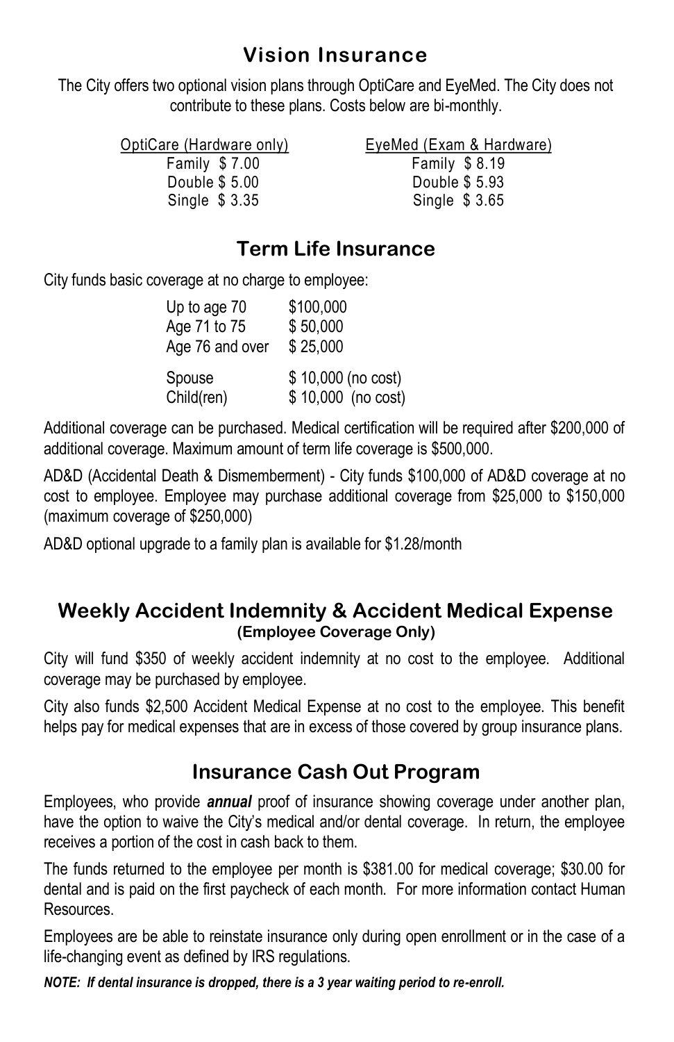## Vision Insurance

The City offers two optional vision plans through OptiCare and EyeMed. The City does not contribute to these plans. Costs below are bi-monthly.

| OptiCare (Hardware only) | EyeMed (Exam & Hardware) |
|---|---|
| Family $ 7.00 | Family $ 8.19 |
| Double $ 5.00 | Double $ 5.93 |
| Single $ 3.35 | Single $ 3.65 |

## Term Life Insurance

City funds basic coverage at no charge to employee:

| | |
|---|---|
| Up to age 70 | $100,000 |
| Age 71 to 75 | $ 50,000 |
| Age 76 and over | $ 25,000 |
| Spouse | $ 10,000 (no cost) |
| Child(ren) | $ 10,000 (no cost) |

Additional coverage can be purchased. Medical certification will be required after $200,000 of additional coverage. Maximum amount of term life coverage is $500,000.

AD&D (Accidental Death & Dismemberment) - City funds $100,000 of AD&D coverage at no cost to employee. Employee may purchase additional coverage from $25,000 to $150,000 (maximum coverage of $250,000)

AD&D optional upgrade to a family plan is available for $1.28/month

## Weekly Accident Indemnity & Accident Medical Expense

**(Employee Coverage Only)**

City will fund $350 of weekly accident indemnity at no cost to the employee. Additional coverage may be purchased by employee.

City also funds $2,500 Accident Medical Expense at no cost to the employee. This benefit helps pay for medical expenses that are in excess of those covered by group insurance plans.

## Insurance Cash Out Program

Employees, who provide ***annual*** proof of insurance showing coverage under another plan, have the option to waive the City's medical and/or dental coverage. In return, the employee receives a portion of the cost in cash back to them.

The funds returned to the employee per month is $381.00 for medical coverage; $30.00 for dental and is paid on the first paycheck of each month. For more information contact Human Resources.

Employees are be able to reinstate insurance only during open enrollment or in the case of a life-changing event as defined by IRS regulations.

***NOTE: If dental insurance is dropped, there is a 3 year waiting period to re-enroll.***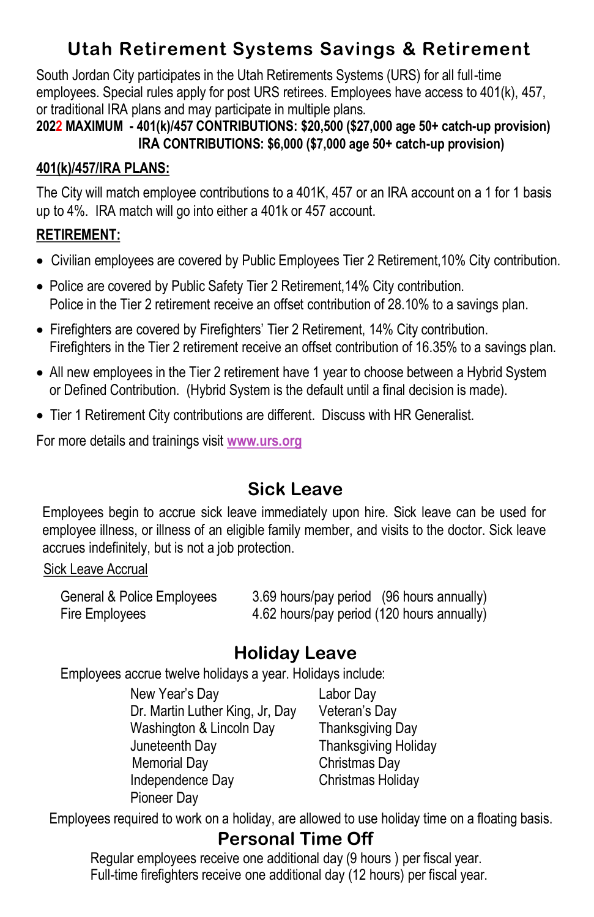# Utah Retirement Systems Savings & Retirement

South Jordan City participates in the Utah Retirements Systems (URS) for all full-time employees. Special rules apply for post URS retirees. Employees have access to 401(k), 457, or traditional IRA plans and may participate in multiple plans.

**2022 MAXIMUM - 401(k)/457 CONTRIBUTIONS: $20,500 ($27,000 age 50+ catch-up provision)**
**IRA CONTRIBUTIONS: $6,000 ($7,000 age 50+ catch-up provision)**

**401(k)/457/IRA PLANS:**

The City will match employee contributions to a 401K, 457 or an IRA account on a 1 for 1 basis up to 4%. IRA match will go into either a 401k or 457 account.

**RETIREMENT:**

- Civilian employees are covered by Public Employees Tier 2 Retirement,10% City contribution.
- Police are covered by Public Safety Tier 2 Retirement,14% City contribution. Police in the Tier 2 retirement receive an offset contribution of 28.10% to a savings plan.
- Firefighters are covered by Firefighters' Tier 2 Retirement, 14% City contribution. Firefighters in the Tier 2 retirement receive an offset contribution of 16.35% to a savings plan.
- All new employees in the Tier 2 retirement have 1 year to choose between a Hybrid System or Defined Contribution. (Hybrid System is the default until a final decision is made).
- Tier 1 Retirement City contributions are different. Discuss with HR Generalist.

For more details and trainings visit **www.urs.org**

## Sick Leave

Employees begin to accrue sick leave immediately upon hire. Sick leave can be used for employee illness, or illness of an eligible family member, and visits to the doctor. Sick leave accrues indefinitely, but is not a job protection.

Sick Leave Accrual

| | |
|---|---|
| General & Police Employees | 3.69 hours/pay period (96 hours annually) |
| Fire Employees | 4.62 hours/pay period (120 hours annually) |

## Holiday Leave

Employees accrue twelve holidays a year. Holidays include:

- New Year's Day
- Dr. Martin Luther King, Jr, Day
- Washington & Lincoln Day
- Juneteenth Day
- Memorial Day
- Independence Day
- Pioneer Day
- Labor Day
- Veteran's Day
- Thanksgiving Day
- Thanksgiving Holiday
- Christmas Day
- Christmas Holiday

Employees required to work on a holiday, are allowed to use holiday time on a floating basis.

## Personal Time Off

Regular employees receive one additional day (9 hours ) per fiscal year.
Full-time firefighters receive one additional day (12 hours) per fiscal year.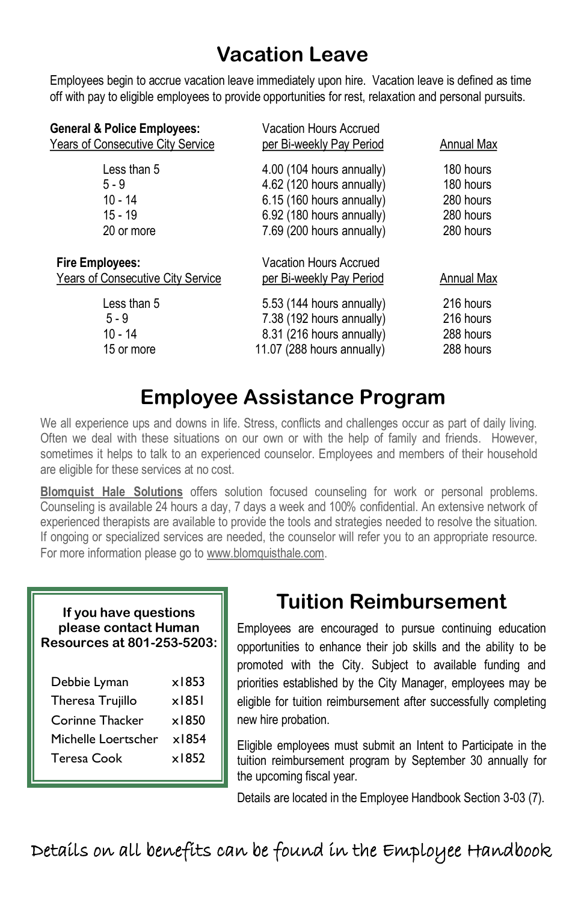# Vacation Leave

Employees begin to accrue vacation leave immediately upon hire. Vacation leave is defined as time off with pay to eligible employees to provide opportunities for rest, relaxation and personal pursuits.

| **General & Police Employees:** Years of Consecutive City Service | Vacation Hours Accrued per Bi-weekly Pay Period | Annual Max |
|---|---|---|
| Less than 5 | 4.00 (104 hours annually) | 180 hours |
| 5 - 9 | 4.62 (120 hours annually) | 180 hours |
| 10 - 14 | 6.15 (160 hours annually) | 280 hours |
| 15 - 19 | 6.92 (180 hours annually) | 280 hours |
| 20 or more | 7.69 (200 hours annually) | 280 hours |

| **Fire Employees:** Years of Consecutive City Service | Vacation Hours Accrued per Bi-weekly Pay Period | Annual Max |
|---|---|---|
| Less than 5 | 5.53 (144 hours annually) | 216 hours |
| 5 - 9 | 7.38 (192 hours annually) | 216 hours |
| 10 - 14 | 8.31 (216 hours annually) | 288 hours |
| 15 or more | 11.07 (288 hours annually) | 288 hours |

# Employee Assistance Program

We all experience ups and downs in life. Stress, conflicts and challenges occur as part of daily living. Often we deal with these situations on our own or with the help of family and friends. However, sometimes it helps to talk to an experienced counselor. Employees and members of their household are eligible for these services at no cost.

**Blomquist Hale Solutions** offers solution focused counseling for work or personal problems. Counseling is available 24 hours a day, 7 days a week and 100% confidential. An extensive network of experienced therapists are available to provide the tools and strategies needed to resolve the situation. If ongoing or specialized services are needed, the counselor will refer you to an appropriate resource. For more information please go to www.blomquisthale.com.

**If you have questions please contact Human Resources at 801-253-5203:**

| | |
|---|---|
| Debbie Lyman | x1853 |
| Theresa Trujillo | x1851 |
| Corinne Thacker | x1850 |
| Michelle Loertscher | x1854 |
| Teresa Cook | x1852 |

# Tuition Reimbursement

Employees are encouraged to pursue continuing education opportunities to enhance their job skills and the ability to be promoted with the City. Subject to available funding and priorities established by the City Manager, employees may be eligible for tuition reimbursement after successfully completing new hire probation.

Eligible employees must submit an Intent to Participate in the tuition reimbursement program by September 30 annually for the upcoming fiscal year.

Details are located in the Employee Handbook Section 3-03 (7).

Details on all benefits can be found in the Employee Handbook